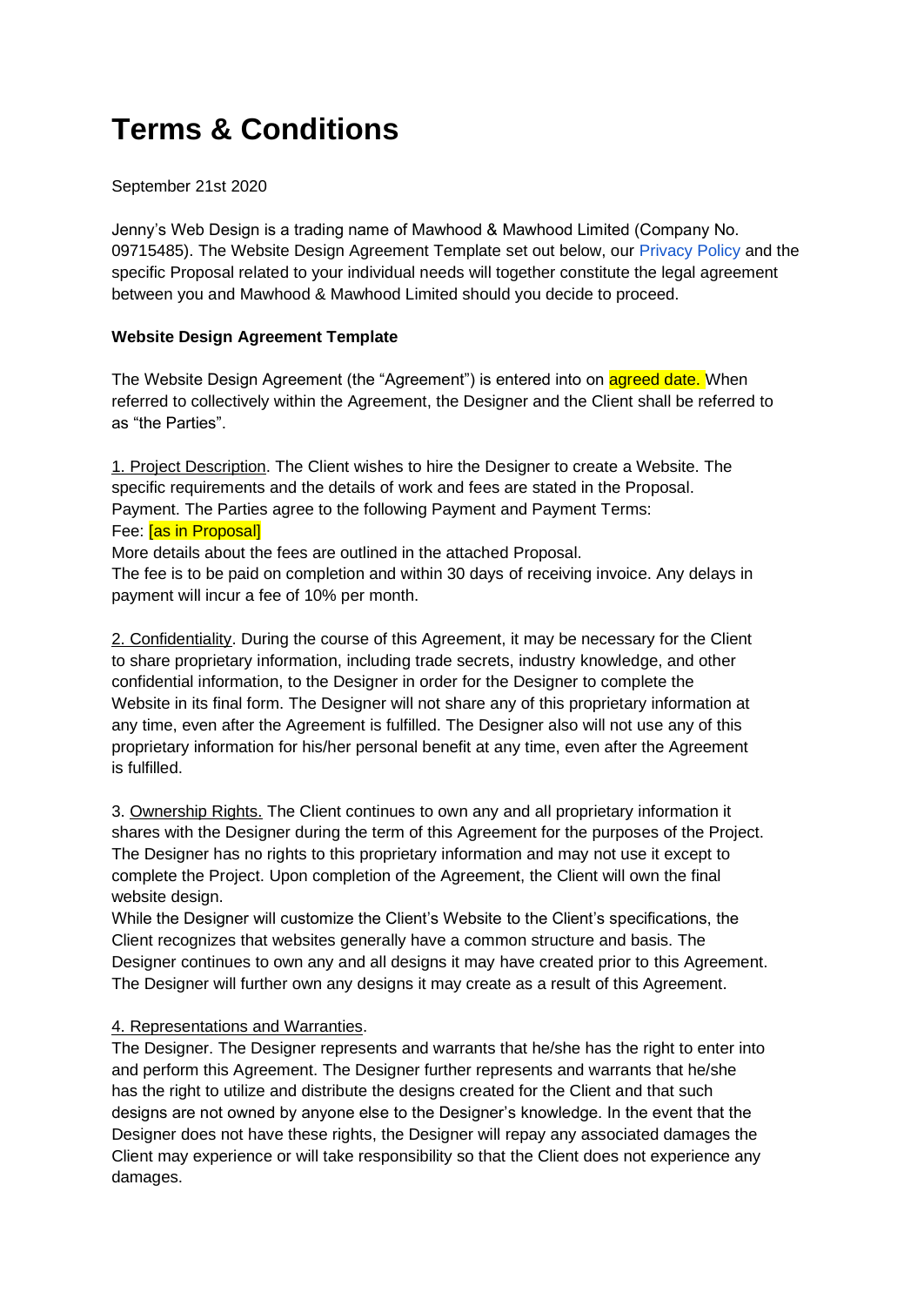# Terms & Conditions

September 21st 2020

Jenny's Web Design is a trading name of Mawhood & Mawhood Limited (Company No. 09715485). The Website Design Agreement Template set out below, our Privacy Policy and the specific Proposal related to your individual needs will together constitute the legal agreement between you and Mawhood & Mawhood Limited should you decide to proceed.

**Website Design Agreement Template**

The Website Design Agreement (the "Agreement") is entered into on agreed date. When referred to collectively within the Agreement, the Designer and the Client shall be referred to as "the Parties".

1. Project Description. The Client wishes to hire the Designer to create a Website. The specific requirements and the details of work and fees are stated in the Proposal.
Payment. The Parties agree to the following Payment and Payment Terms:
Fee: [as in Proposal]
More details about the fees are outlined in the attached Proposal.
The fee is to be paid on completion and within 30 days of receiving invoice. Any delays in payment will incur a fee of 10% per month.

2. Confidentiality. During the course of this Agreement, it may be necessary for the Client to share proprietary information, including trade secrets, industry knowledge, and other confidential information, to the Designer in order for the Designer to complete the Website in its final form. The Designer will not share any of this proprietary information at any time, even after the Agreement is fulfilled. The Designer also will not use any of this proprietary information for his/her personal benefit at any time, even after the Agreement is fulfilled.

3. Ownership Rights. The Client continues to own any and all proprietary information it shares with the Designer during the term of this Agreement for the purposes of the Project. The Designer has no rights to this proprietary information and may not use it except to complete the Project. Upon completion of the Agreement, the Client will own the final website design.
While the Designer will customize the Client's Website to the Client's specifications, the Client recognizes that websites generally have a common structure and basis. The Designer continues to own any and all designs it may have created prior to this Agreement. The Designer will further own any designs it may create as a result of this Agreement.

4. Representations and Warranties.
The Designer. The Designer represents and warrants that he/she has the right to enter into and perform this Agreement. The Designer further represents and warrants that he/she has the right to utilize and distribute the designs created for the Client and that such designs are not owned by anyone else to the Designer's knowledge. In the event that the Designer does not have these rights, the Designer will repay any associated damages the Client may experience or will take responsibility so that the Client does not experience any damages.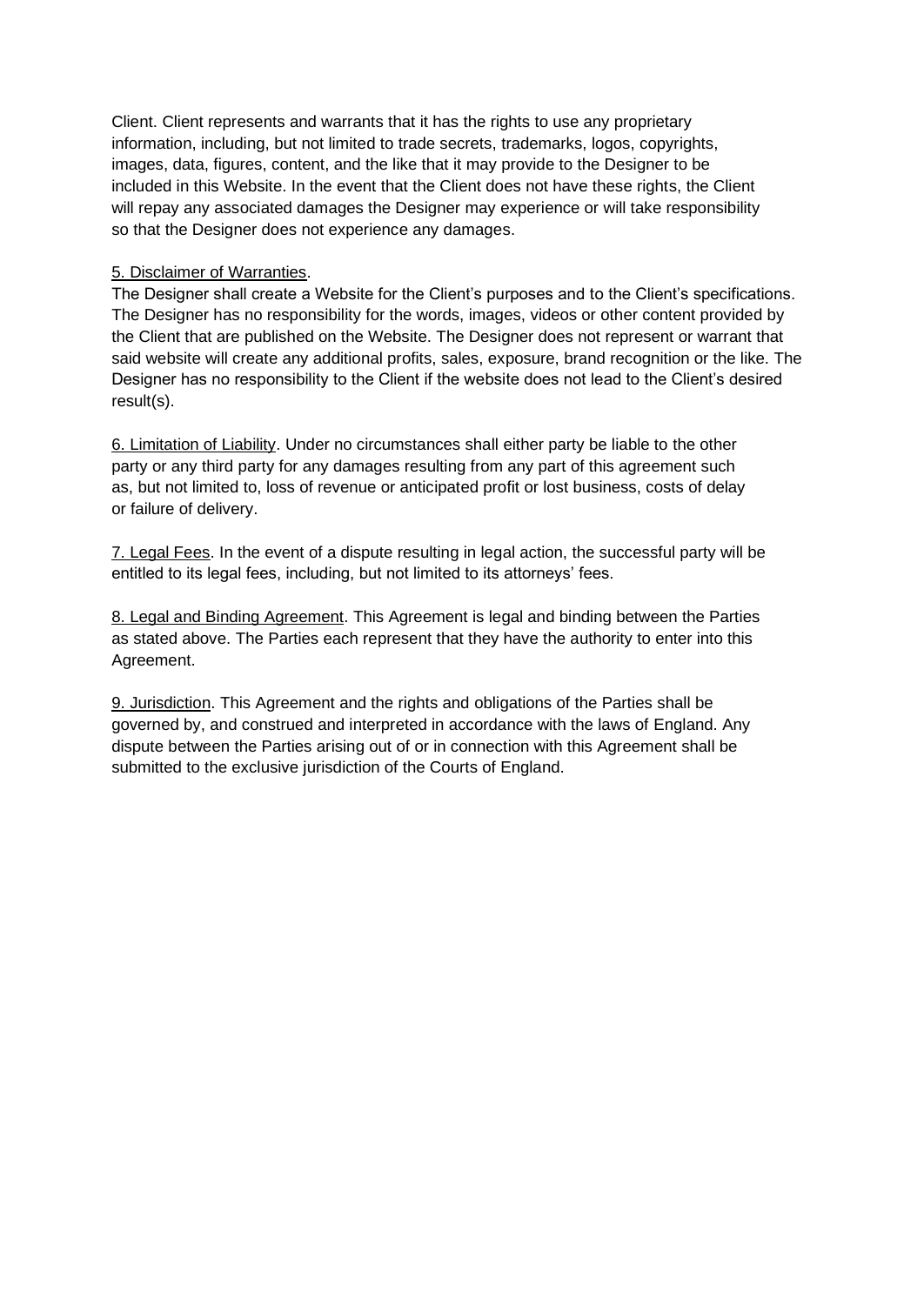Client. Client represents and warrants that it has the rights to use any proprietary information, including, but not limited to trade secrets, trademarks, logos, copyrights, images, data, figures, content, and the like that it may provide to the Designer to be included in this Website. In the event that the Client does not have these rights, the Client will repay any associated damages the Designer may experience or will take responsibility so that the Designer does not experience any damages.

<u>5. Disclaimer of Warranties</u>.
The Designer shall create a Website for the Client's purposes and to the Client's specifications. The Designer has no responsibility for the words, images, videos or other content provided by the Client that are published on the Website. The Designer does not represent or warrant that said website will create any additional profits, sales, exposure, brand recognition or the like. The Designer has no responsibility to the Client if the website does not lead to the Client's desired result(s).

<u>6. Limitation of Liability</u>. Under no circumstances shall either party be liable to the other party or any third party for any damages resulting from any part of this agreement such as, but not limited to, loss of revenue or anticipated profit or lost business, costs of delay or failure of delivery.

<u>7. Legal Fees</u>. In the event of a dispute resulting in legal action, the successful party will be entitled to its legal fees, including, but not limited to its attorneys' fees.

<u>8. Legal and Binding Agreement</u>. This Agreement is legal and binding between the Parties as stated above. The Parties each represent that they have the authority to enter into this Agreement.

<u>9. Jurisdiction</u>. This Agreement and the rights and obligations of the Parties shall be governed by, and construed and interpreted in accordance with the laws of England. Any dispute between the Parties arising out of or in connection with this Agreement shall be submitted to the exclusive jurisdiction of the Courts of England.